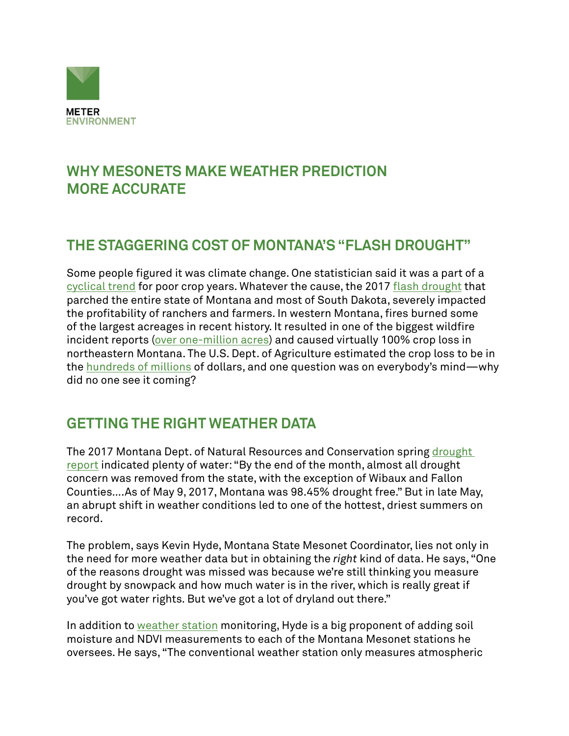METER
ENVIRONMENT

# WHY MESONETS MAKE WEATHER PREDICTION MORE ACCURATE

## THE STAGGERING COST OF MONTANA'S "FLASH DROUGHT"

Some people figured it was climate change. One statistician said it was a part of a cyclical trend for poor crop years. Whatever the cause, the 2017 flash drought that parched the entire state of Montana and most of South Dakota, severely impacted the profitability of ranchers and farmers. In western Montana, fires burned some of the largest acreages in recent history. It resulted in one of the biggest wildfire incident reports (over one-million acres) and caused virtually 100% crop loss in northeastern Montana. The U.S. Dept. of Agriculture estimated the crop loss to be in the hundreds of millions of dollars, and one question was on everybody's mind—why did no one see it coming?

## GETTING THE RIGHT WEATHER DATA

The 2017 Montana Dept. of Natural Resources and Conservation spring drought report indicated plenty of water: "By the end of the month, almost all drought concern was removed from the state, with the exception of Wibaux and Fallon Counties....As of May 9, 2017, Montana was 98.45% drought free." But in late May, an abrupt shift in weather conditions led to one of the hottest, driest summers on record.

The problem, says Kevin Hyde, Montana State Mesonet Coordinator, lies not only in the need for more weather data but in obtaining the *right* kind of data. He says, "One of the reasons drought was missed was because we're still thinking you measure drought by snowpack and how much water is in the river, which is really great if you've got water rights. But we've got a lot of dryland out there."

In addition to weather station monitoring, Hyde is a big proponent of adding soil moisture and NDVI measurements to each of the Montana Mesonet stations he oversees. He says, "The conventional weather station only measures atmospheric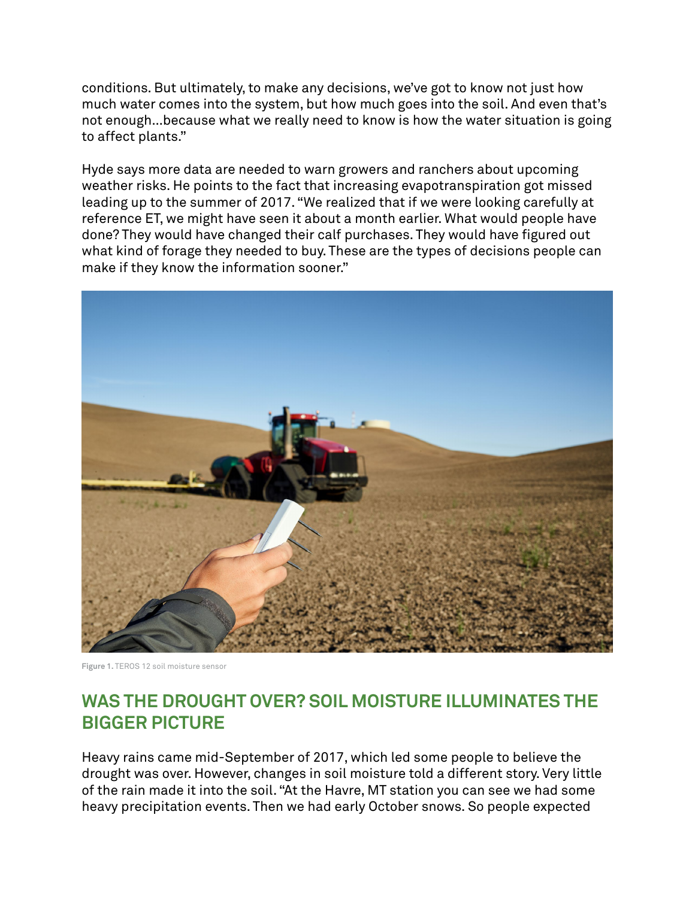conditions. But ultimately, to make any decisions, we've got to know not just how much water comes into the system, but how much goes into the soil. And even that's not enough...because what we really need to know is how the water situation is going to affect plants."

Hyde says more data are needed to warn growers and ranchers about upcoming weather risks. He points to the fact that increasing evapotranspiration got missed leading up to the summer of 2017. "We realized that if we were looking carefully at reference ET, we might have seen it about a month earlier. What would people have done? They would have changed their calf purchases. They would have figured out what kind of forage they needed to buy. These are the types of decisions people can make if they know the information sooner."

**Figure 1.** TEROS 12 soil moisture sensor

## WAS THE DROUGHT OVER? SOIL MOISTURE ILLUMINATES THE BIGGER PICTURE

Heavy rains came mid-September of 2017, which led some people to believe the drought was over. However, changes in soil moisture told a different story. Very little of the rain made it into the soil. "At the Havre, MT station you can see we had some heavy precipitation events. Then we had early October snows. So people expected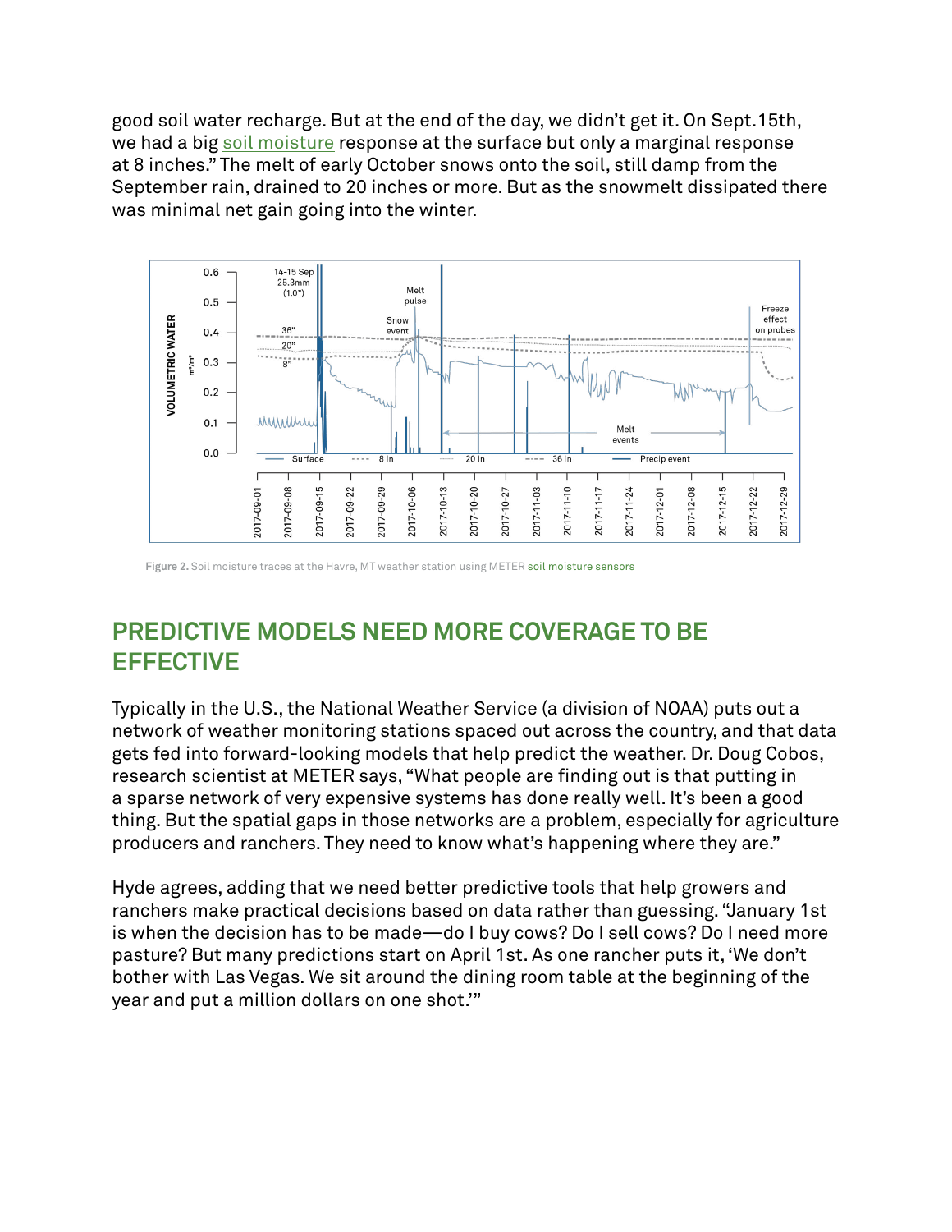good soil water recharge. But at the end of the day, we didn't get it. On Sept.15th, we had a big soil moisture response at the surface but only a marginal response at 8 inches." The melt of early October snows onto the soil, still damp from the September rain, drained to 20 inches or more. But as the snowmelt dissipated there was minimal net gain going into the winter.

**Figure 2.** Soil moisture traces at the Havre, MT weather station using METER soil moisture sensors

## PREDICTIVE MODELS NEED MORE COVERAGE TO BE EFFECTIVE

Typically in the U.S., the National Weather Service (a division of NOAA) puts out a network of weather monitoring stations spaced out across the country, and that data gets fed into forward-looking models that help predict the weather. Dr. Doug Cobos, research scientist at METER says, "What people are finding out is that putting in a sparse network of very expensive systems has done really well. It's been a good thing. But the spatial gaps in those networks are a problem, especially for agriculture producers and ranchers. They need to know what's happening where they are."

Hyde agrees, adding that we need better predictive tools that help growers and ranchers make practical decisions based on data rather than guessing. "January 1st is when the decision has to be made—do I buy cows? Do I sell cows? Do I need more pasture? But many predictions start on April 1st. As one rancher puts it, 'We don't bother with Las Vegas. We sit around the dining room table at the beginning of the year and put a million dollars on one shot.'"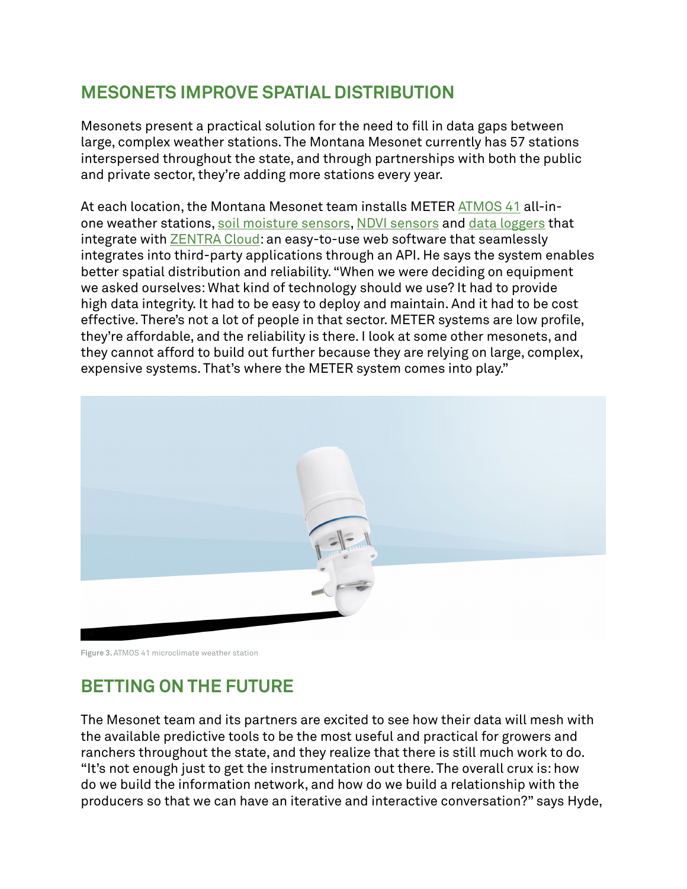## MESONETS IMPROVE SPATIAL DISTRIBUTION

Mesonets present a practical solution for the need to fill in data gaps between large, complex weather stations. The Montana Mesonet currently has 57 stations interspersed throughout the state, and through partnerships with both the public and private sector, they're adding more stations every year.

At each location, the Montana Mesonet team installs METER ATMOS 41 all-in-one weather stations, soil moisture sensors, NDVI sensors and data loggers that integrate with ZENTRA Cloud: an easy-to-use web software that seamlessly integrates into third-party applications through an API. He says the system enables better spatial distribution and reliability. "When we were deciding on equipment we asked ourselves: What kind of technology should we use? It had to provide high data integrity. It had to be easy to deploy and maintain. And it had to be cost effective. There's not a lot of people in that sector. METER systems are low profile, they're affordable, and the reliability is there. I look at some other mesonets, and they cannot afford to build out further because they are relying on large, complex, expensive systems. That's where the METER system comes into play."

**Figure 3.** ATMOS 41 microclimate weather station

## BETTING ON THE FUTURE

The Mesonet team and its partners are excited to see how their data will mesh with the available predictive tools to be the most useful and practical for growers and ranchers throughout the state, and they realize that there is still much work to do. "It's not enough just to get the instrumentation out there. The overall crux is: how do we build the information network, and how do we build a relationship with the producers so that we can have an iterative and interactive conversation?" says Hyde,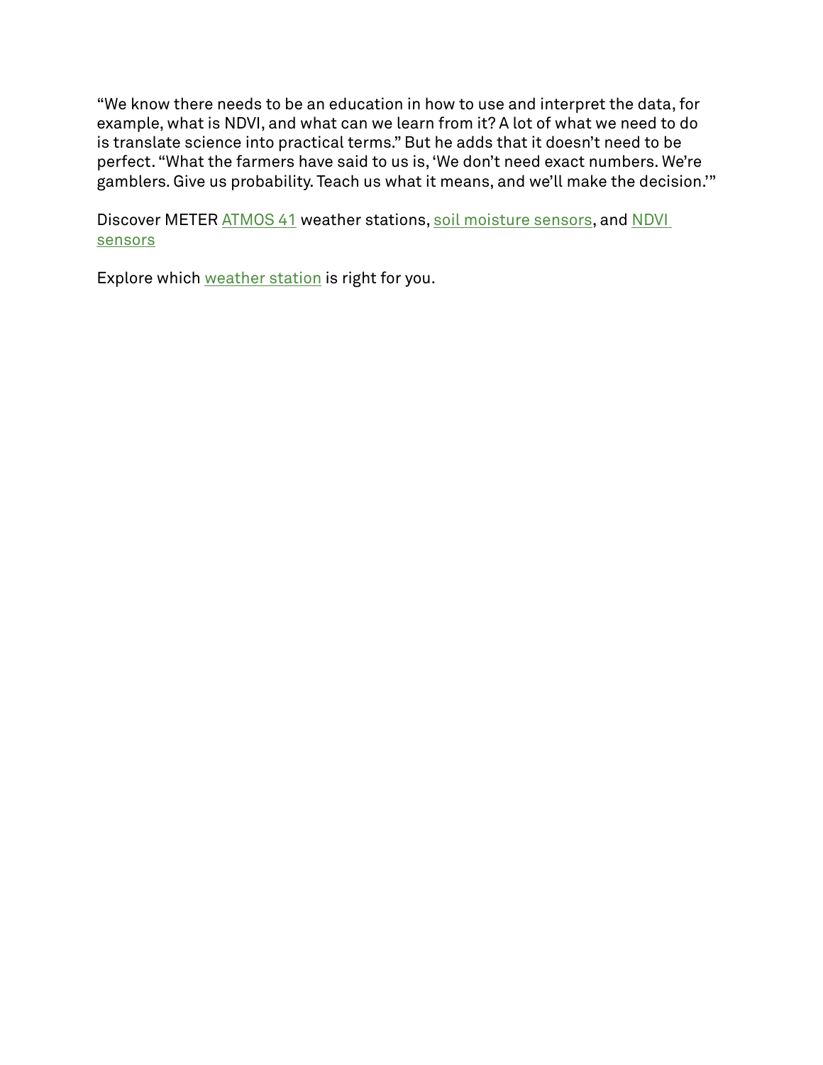"We know there needs to be an education in how to use and interpret the data, for example, what is NDVI, and what can we learn from it? A lot of what we need to do is translate science into practical terms." But he adds that it doesn't need to be perfect. "What the farmers have said to us is, 'We don't need exact numbers. We're gamblers. Give us probability. Teach us what it means, and we'll make the decision.'"

Discover METER ATMOS 41 weather stations, soil moisture sensors, and NDVI sensors

Explore which weather station is right for you.